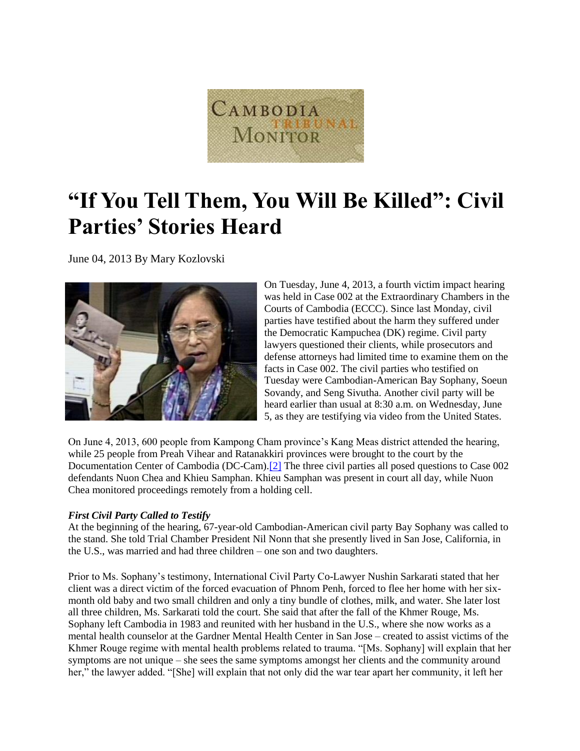# "If You Tell Them, You Will Be Killed": Civil Parties' Stories Heard

June 04, 2013 By Mary Kozlovski

On Tuesday, June 4, 2013, a fourth victim impact hearing was held in Case 002 at the Extraordinary Chambers in the Courts of Cambodia (ECCC). Since last Monday, civil parties have testified about the harm they suffered under the Democratic Kampuchea (DK) regime. Civil party lawyers questioned their clients, while prosecutors and defense attorneys had limited time to examine them on the facts in Case 002. The civil parties who testified on Tuesday were Cambodian-American Bay Sophany, Soeun Sovandy, and Seng Sivutha. Another civil party will be heard earlier than usual at 8:30 a.m. on Wednesday, June 5, as they are testifying via video from the United States.

On June 4, 2013, 600 people from Kampong Cham province's Kang Meas district attended the hearing, while 25 people from Preah Vihear and Ratanakkiri provinces were brought to the court by the Documentation Center of Cambodia (DC-Cam).[2] The three civil parties all posed questions to Case 002 defendants Nuon Chea and Khieu Samphan. Khieu Samphan was present in court all day, while Nuon Chea monitored proceedings remotely from a holding cell.

***First Civil Party Called to Testify***

At the beginning of the hearing, 67-year-old Cambodian-American civil party Bay Sophany was called to the stand. She told Trial Chamber President Nil Nonn that she presently lived in San Jose, California, in the U.S., was married and had three children – one son and two daughters.

Prior to Ms. Sophany's testimony, International Civil Party Co-Lawyer Nushin Sarkarati stated that her client was a direct victim of the forced evacuation of Phnom Penh, forced to flee her home with her six-month old baby and two small children and only a tiny bundle of clothes, milk, and water. She later lost all three children, Ms. Sarkarati told the court. She said that after the fall of the Khmer Rouge, Ms. Sophany left Cambodia in 1983 and reunited with her husband in the U.S., where she now works as a mental health counselor at the Gardner Mental Health Center in San Jose – created to assist victims of the Khmer Rouge regime with mental health problems related to trauma. "[Ms. Sophany] will explain that her symptoms are not unique – she sees the same symptoms amongst her clients and the community around her," the lawyer added. "[She] will explain that not only did the war tear apart her community, it left her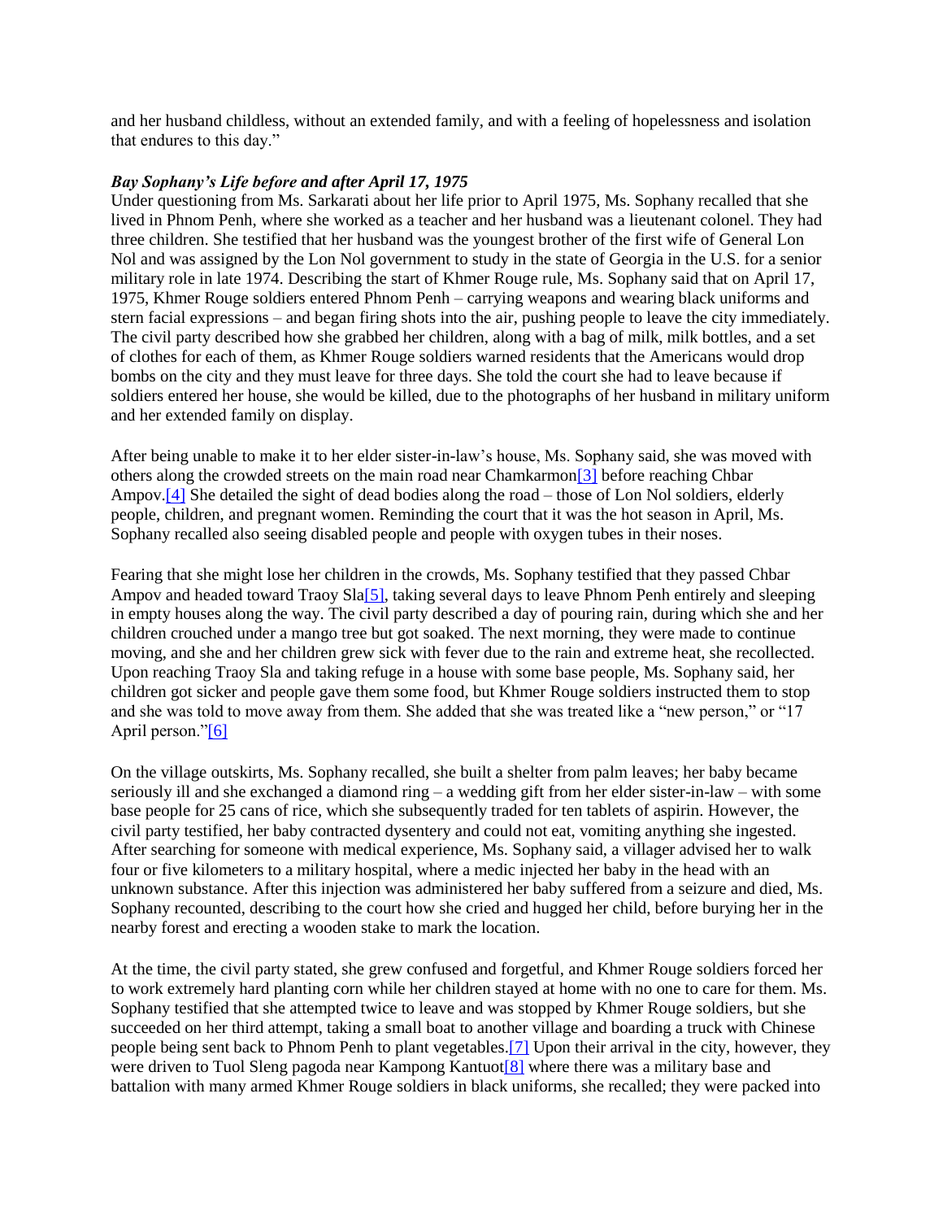and her husband childless, without an extended family, and with a feeling of hopelessness and isolation that endures to this day."

***Bay Sophany's Life before and after April 17, 1975***

Under questioning from Ms. Sarkarati about her life prior to April 1975, Ms. Sophany recalled that she lived in Phnom Penh, where she worked as a teacher and her husband was a lieutenant colonel. They had three children. She testified that her husband was the youngest brother of the first wife of General Lon Nol and was assigned by the Lon Nol government to study in the state of Georgia in the U.S. for a senior military role in late 1974. Describing the start of Khmer Rouge rule, Ms. Sophany said that on April 17, 1975, Khmer Rouge soldiers entered Phnom Penh – carrying weapons and wearing black uniforms and stern facial expressions – and began firing shots into the air, pushing people to leave the city immediately. The civil party described how she grabbed her children, along with a bag of milk, milk bottles, and a set of clothes for each of them, as Khmer Rouge soldiers warned residents that the Americans would drop bombs on the city and they must leave for three days. She told the court she had to leave because if soldiers entered her house, she would be killed, due to the photographs of her husband in military uniform and her extended family on display.

After being unable to make it to her elder sister-in-law's house, Ms. Sophany said, she was moved with others along the crowded streets on the main road near Chamkarmon[3] before reaching Chbar Ampov.[4] She detailed the sight of dead bodies along the road – those of Lon Nol soldiers, elderly people, children, and pregnant women. Reminding the court that it was the hot season in April, Ms. Sophany recalled also seeing disabled people and people with oxygen tubes in their noses.

Fearing that she might lose her children in the crowds, Ms. Sophany testified that they passed Chbar Ampov and headed toward Traoy Sla[5], taking several days to leave Phnom Penh entirely and sleeping in empty houses along the way. The civil party described a day of pouring rain, during which she and her children crouched under a mango tree but got soaked. The next morning, they were made to continue moving, and she and her children grew sick with fever due to the rain and extreme heat, she recollected. Upon reaching Traoy Sla and taking refuge in a house with some base people, Ms. Sophany said, her children got sicker and people gave them some food, but Khmer Rouge soldiers instructed them to stop and she was told to move away from them. She added that she was treated like a "new person," or "17 April person."[6]

On the village outskirts, Ms. Sophany recalled, she built a shelter from palm leaves; her baby became seriously ill and she exchanged a diamond ring – a wedding gift from her elder sister-in-law – with some base people for 25 cans of rice, which she subsequently traded for ten tablets of aspirin. However, the civil party testified, her baby contracted dysentery and could not eat, vomiting anything she ingested. After searching for someone with medical experience, Ms. Sophany said, a villager advised her to walk four or five kilometers to a military hospital, where a medic injected her baby in the head with an unknown substance. After this injection was administered her baby suffered from a seizure and died, Ms. Sophany recounted, describing to the court how she cried and hugged her child, before burying her in the nearby forest and erecting a wooden stake to mark the location.

At the time, the civil party stated, she grew confused and forgetful, and Khmer Rouge soldiers forced her to work extremely hard planting corn while her children stayed at home with no one to care for them. Ms. Sophany testified that she attempted twice to leave and was stopped by Khmer Rouge soldiers, but she succeeded on her third attempt, taking a small boat to another village and boarding a truck with Chinese people being sent back to Phnom Penh to plant vegetables.[7] Upon their arrival in the city, however, they were driven to Tuol Sleng pagoda near Kampong Kantuot[8] where there was a military base and battalion with many armed Khmer Rouge soldiers in black uniforms, she recalled; they were packed into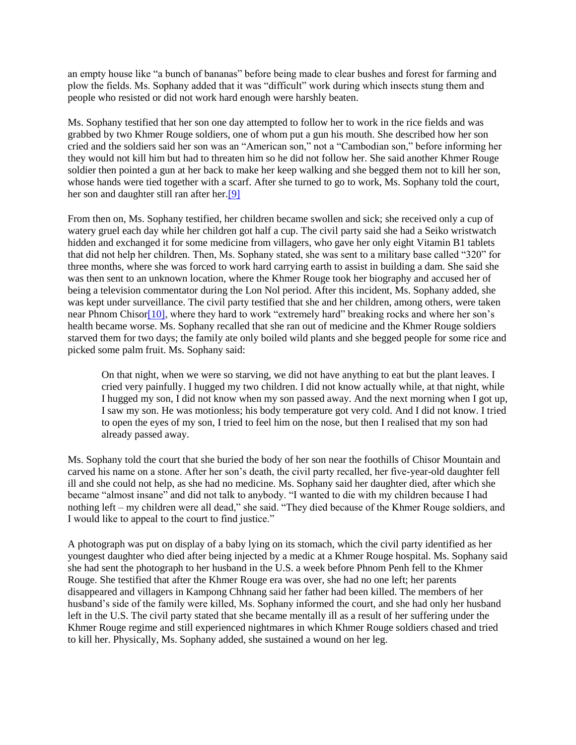an empty house like "a bunch of bananas" before being made to clear bushes and forest for farming and plow the fields. Ms. Sophany added that it was "difficult" work during which insects stung them and people who resisted or did not work hard enough were harshly beaten.

Ms. Sophany testified that her son one day attempted to follow her to work in the rice fields and was grabbed by two Khmer Rouge soldiers, one of whom put a gun his mouth. She described how her son cried and the soldiers said her son was an "American son," not a "Cambodian son," before informing her they would not kill him but had to threaten him so he did not follow her. She said another Khmer Rouge soldier then pointed a gun at her back to make her keep walking and she begged them not to kill her son, whose hands were tied together with a scarf. After she turned to go to work, Ms. Sophany told the court, her son and daughter still ran after her.[9]

From then on, Ms. Sophany testified, her children became swollen and sick; she received only a cup of watery gruel each day while her children got half a cup. The civil party said she had a Seiko wristwatch hidden and exchanged it for some medicine from villagers, who gave her only eight Vitamin B1 tablets that did not help her children. Then, Ms. Sophany stated, she was sent to a military base called "320" for three months, where she was forced to work hard carrying earth to assist in building a dam. She said she was then sent to an unknown location, where the Khmer Rouge took her biography and accused her of being a television commentator during the Lon Nol period. After this incident, Ms. Sophany added, she was kept under surveillance. The civil party testified that she and her children, among others, were taken near Phnom Chisor[10], where they hard to work "extremely hard" breaking rocks and where her son's health became worse. Ms. Sophany recalled that she ran out of medicine and the Khmer Rouge soldiers starved them for two days; the family ate only boiled wild plants and she begged people for some rice and picked some palm fruit. Ms. Sophany said:

> On that night, when we were so starving, we did not have anything to eat but the plant leaves. I cried very painfully. I hugged my two children. I did not know actually while, at that night, while I hugged my son, I did not know when my son passed away. And the next morning when I got up, I saw my son. He was motionless; his body temperature got very cold. And I did not know. I tried to open the eyes of my son, I tried to feel him on the nose, but then I realised that my son had already passed away.

Ms. Sophany told the court that she buried the body of her son near the foothills of Chisor Mountain and carved his name on a stone. After her son's death, the civil party recalled, her five-year-old daughter fell ill and she could not help, as she had no medicine. Ms. Sophany said her daughter died, after which she became "almost insane" and did not talk to anybody. "I wanted to die with my children because I had nothing left – my children were all dead," she said. "They died because of the Khmer Rouge soldiers, and I would like to appeal to the court to find justice."

A photograph was put on display of a baby lying on its stomach, which the civil party identified as her youngest daughter who died after being injected by a medic at a Khmer Rouge hospital. Ms. Sophany said she had sent the photograph to her husband in the U.S. a week before Phnom Penh fell to the Khmer Rouge. She testified that after the Khmer Rouge era was over, she had no one left; her parents disappeared and villagers in Kampong Chhnang said her father had been killed. The members of her husband's side of the family were killed, Ms. Sophany informed the court, and she had only her husband left in the U.S. The civil party stated that she became mentally ill as a result of her suffering under the Khmer Rouge regime and still experienced nightmares in which Khmer Rouge soldiers chased and tried to kill her. Physically, Ms. Sophany added, she sustained a wound on her leg.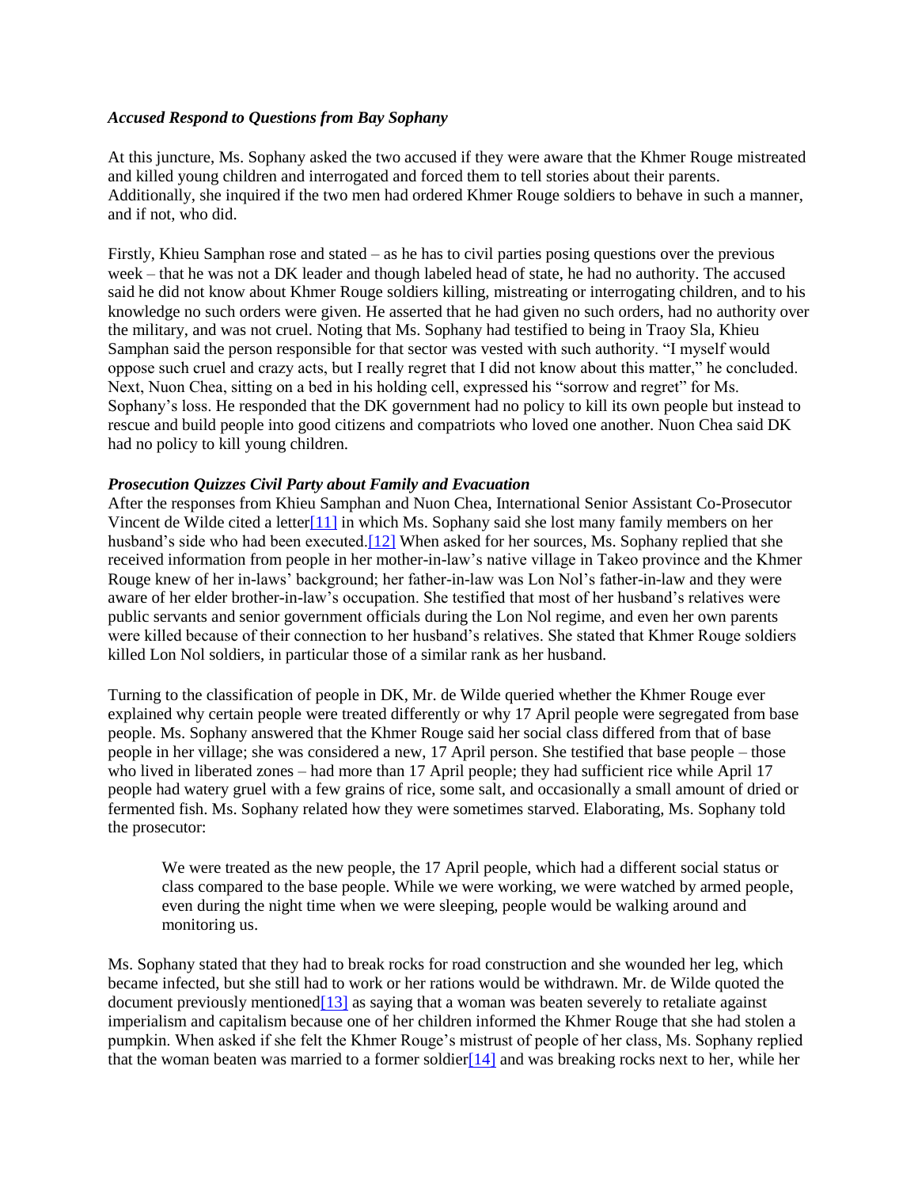### *Accused Respond to Questions from Bay Sophany*

At this juncture, Ms. Sophany asked the two accused if they were aware that the Khmer Rouge mistreated and killed young children and interrogated and forced them to tell stories about their parents. Additionally, she inquired if the two men had ordered Khmer Rouge soldiers to behave in such a manner, and if not, who did.

Firstly, Khieu Samphan rose and stated – as he has to civil parties posing questions over the previous week – that he was not a DK leader and though labeled head of state, he had no authority. The accused said he did not know about Khmer Rouge soldiers killing, mistreating or interrogating children, and to his knowledge no such orders were given. He asserted that he had given no such orders, had no authority over the military, and was not cruel. Noting that Ms. Sophany had testified to being in Traoy Sla, Khieu Samphan said the person responsible for that sector was vested with such authority. "I myself would oppose such cruel and crazy acts, but I really regret that I did not know about this matter," he concluded. Next, Nuon Chea, sitting on a bed in his holding cell, expressed his "sorrow and regret" for Ms. Sophany's loss. He responded that the DK government had no policy to kill its own people but instead to rescue and build people into good citizens and compatriots who loved one another. Nuon Chea said DK had no policy to kill young children.

### *Prosecution Quizzes Civil Party about Family and Evacuation*

After the responses from Khieu Samphan and Nuon Chea, International Senior Assistant Co-Prosecutor Vincent de Wilde cited a letter[11] in which Ms. Sophany said she lost many family members on her husband's side who had been executed.[12] When asked for her sources, Ms. Sophany replied that she received information from people in her mother-in-law's native village in Takeo province and the Khmer Rouge knew of her in-laws' background; her father-in-law was Lon Nol's father-in-law and they were aware of her elder brother-in-law's occupation. She testified that most of her husband's relatives were public servants and senior government officials during the Lon Nol regime, and even her own parents were killed because of their connection to her husband's relatives. She stated that Khmer Rouge soldiers killed Lon Nol soldiers, in particular those of a similar rank as her husband.

Turning to the classification of people in DK, Mr. de Wilde queried whether the Khmer Rouge ever explained why certain people were treated differently or why 17 April people were segregated from base people. Ms. Sophany answered that the Khmer Rouge said her social class differed from that of base people in her village; she was considered a new, 17 April person. She testified that base people – those who lived in liberated zones – had more than 17 April people; they had sufficient rice while April 17 people had watery gruel with a few grains of rice, some salt, and occasionally a small amount of dried or fermented fish. Ms. Sophany related how they were sometimes starved. Elaborating, Ms. Sophany told the prosecutor:

> We were treated as the new people, the 17 April people, which had a different social status or class compared to the base people. While we were working, we were watched by armed people, even during the night time when we were sleeping, people would be walking around and monitoring us.

Ms. Sophany stated that they had to break rocks for road construction and she wounded her leg, which became infected, but she still had to work or her rations would be withdrawn. Mr. de Wilde quoted the document previously mentioned[13] as saying that a woman was beaten severely to retaliate against imperialism and capitalism because one of her children informed the Khmer Rouge that she had stolen a pumpkin. When asked if she felt the Khmer Rouge's mistrust of people of her class, Ms. Sophany replied that the woman beaten was married to a former soldier[14] and was breaking rocks next to her, while her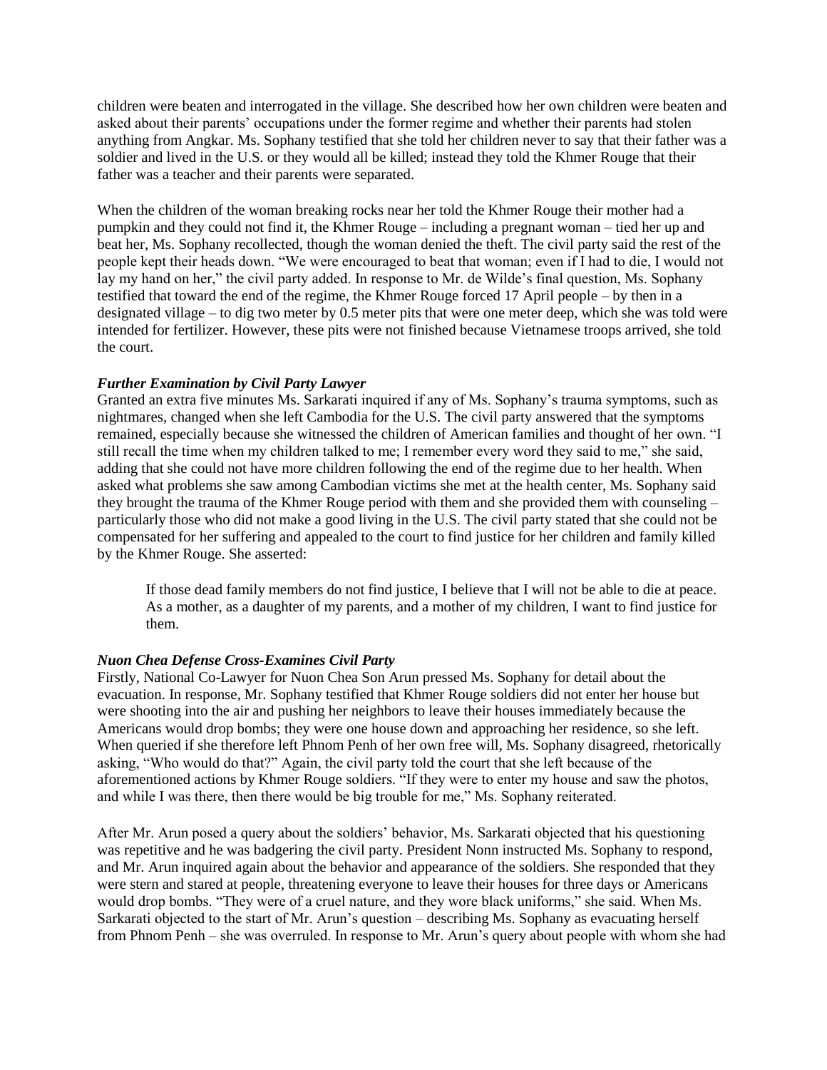children were beaten and interrogated in the village. She described how her own children were beaten and asked about their parents' occupations under the former regime and whether their parents had stolen anything from Angkar. Ms. Sophany testified that she told her children never to say that their father was a soldier and lived in the U.S. or they would all be killed; instead they told the Khmer Rouge that their father was a teacher and their parents were separated.

When the children of the woman breaking rocks near her told the Khmer Rouge their mother had a pumpkin and they could not find it, the Khmer Rouge – including a pregnant woman – tied her up and beat her, Ms. Sophany recollected, though the woman denied the theft. The civil party said the rest of the people kept their heads down. "We were encouraged to beat that woman; even if I had to die, I would not lay my hand on her," the civil party added. In response to Mr. de Wilde's final question, Ms. Sophany testified that toward the end of the regime, the Khmer Rouge forced 17 April people – by then in a designated village – to dig two meter by 0.5 meter pits that were one meter deep, which she was told were intended for fertilizer. However, these pits were not finished because Vietnamese troops arrived, she told the court.

***Further Examination by Civil Party Lawyer***

Granted an extra five minutes Ms. Sarkarati inquired if any of Ms. Sophany's trauma symptoms, such as nightmares, changed when she left Cambodia for the U.S. The civil party answered that the symptoms remained, especially because she witnessed the children of American families and thought of her own. "I still recall the time when my children talked to me; I remember every word they said to me," she said, adding that she could not have more children following the end of the regime due to her health. When asked what problems she saw among Cambodian victims she met at the health center, Ms. Sophany said they brought the trauma of the Khmer Rouge period with them and she provided them with counseling – particularly those who did not make a good living in the U.S. The civil party stated that she could not be compensated for her suffering and appealed to the court to find justice for her children and family killed by the Khmer Rouge. She asserted:

> If those dead family members do not find justice, I believe that I will not be able to die at peace. As a mother, as a daughter of my parents, and a mother of my children, I want to find justice for them.

***Nuon Chea Defense Cross-Examines Civil Party***

Firstly, National Co-Lawyer for Nuon Chea Son Arun pressed Ms. Sophany for detail about the evacuation. In response, Mr. Sophany testified that Khmer Rouge soldiers did not enter her house but were shooting into the air and pushing her neighbors to leave their houses immediately because the Americans would drop bombs; they were one house down and approaching her residence, so she left. When queried if she therefore left Phnom Penh of her own free will, Ms. Sophany disagreed, rhetorically asking, "Who would do that?" Again, the civil party told the court that she left because of the aforementioned actions by Khmer Rouge soldiers. "If they were to enter my house and saw the photos, and while I was there, then there would be big trouble for me," Ms. Sophany reiterated.

After Mr. Arun posed a query about the soldiers' behavior, Ms. Sarkarati objected that his questioning was repetitive and he was badgering the civil party. President Nonn instructed Ms. Sophany to respond, and Mr. Arun inquired again about the behavior and appearance of the soldiers. She responded that they were stern and stared at people, threatening everyone to leave their houses for three days or Americans would drop bombs. "They were of a cruel nature, and they wore black uniforms," she said. When Ms. Sarkarati objected to the start of Mr. Arun's question – describing Ms. Sophany as evacuating herself from Phnom Penh – she was overruled. In response to Mr. Arun's query about people with whom she had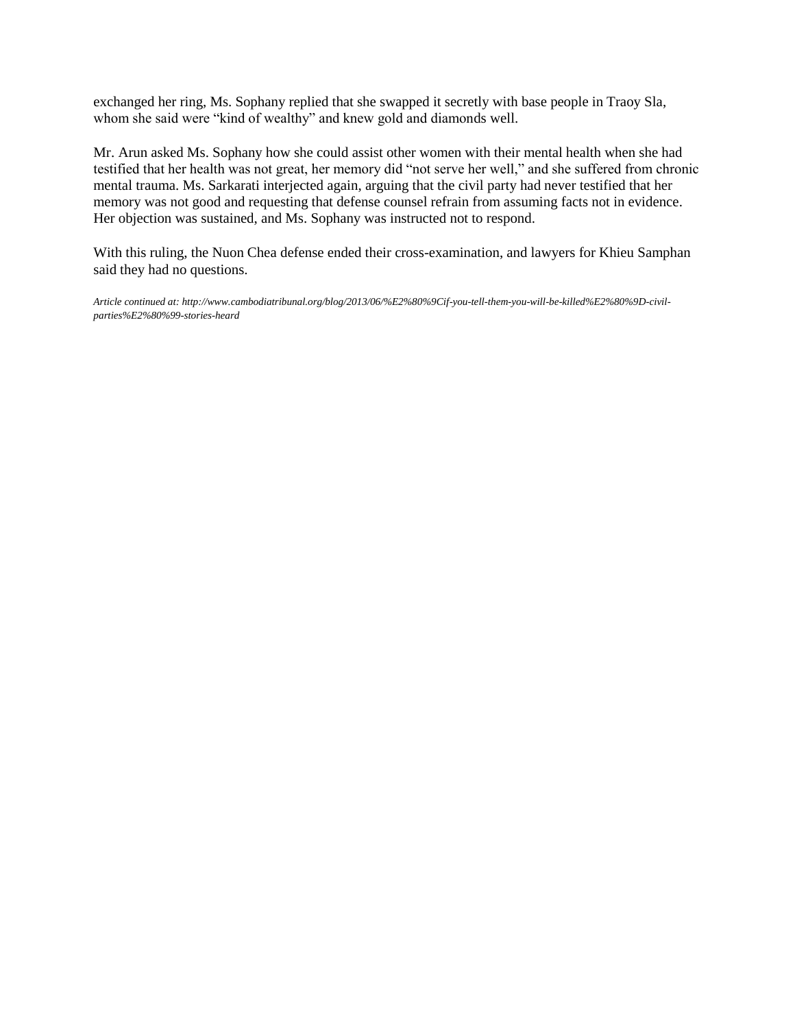exchanged her ring, Ms. Sophany replied that she swapped it secretly with base people in Traoy Sla, whom she said were "kind of wealthy" and knew gold and diamonds well.

Mr. Arun asked Ms. Sophany how she could assist other women with their mental health when she had testified that her health was not great, her memory did "not serve her well," and she suffered from chronic mental trauma. Ms. Sarkarati interjected again, arguing that the civil party had never testified that her memory was not good and requesting that defense counsel refrain from assuming facts not in evidence. Her objection was sustained, and Ms. Sophany was instructed not to respond.

With this ruling, the Nuon Chea defense ended their cross-examination, and lawyers for Khieu Samphan said they had no questions.

*Article continued at: http://www.cambodiatribunal.org/blog/2013/06/%E2%80%9Cif-you-tell-them-you-will-be-killed%E2%80%9D-civil-parties%E2%80%99-stories-heard*